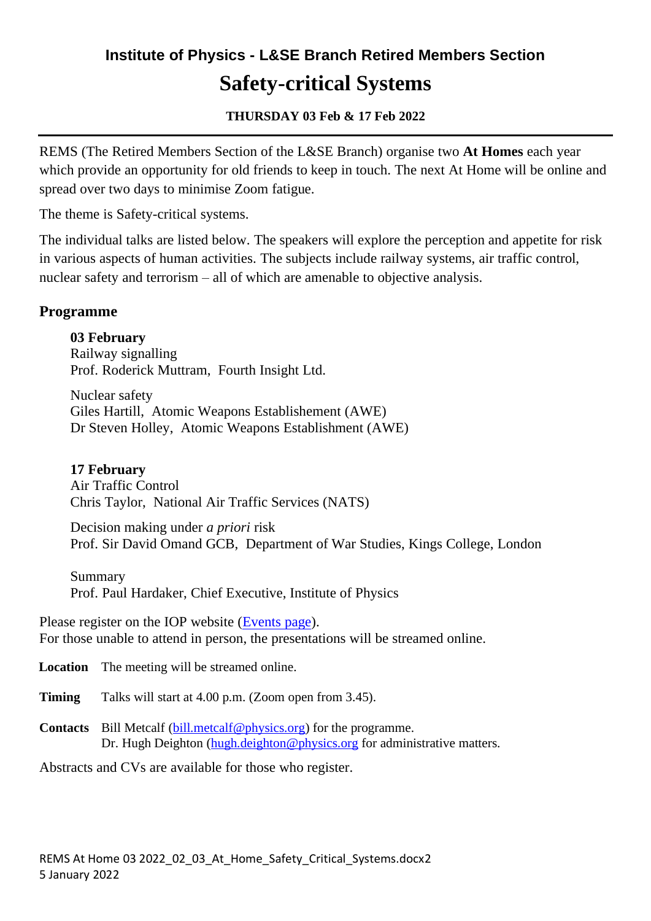**Institute of Physics - L&SE Branch Retired Members Section**

# Safety-critical Systems

**THURSDAY 03 Feb & 17 Feb 2022**

---

REMS (The Retired Members Section of the L&SE Branch) organise two **At Homes** each year which provide an opportunity for old friends to keep in touch. The next At Home will be online and spread over two days to minimise Zoom fatigue.

The theme is Safety-critical systems.

The individual talks are listed below. The speakers will explore the perception and appetite for risk in various aspects of human activities. The subjects include railway systems, air traffic control, nuclear safety and terrorism – all of which are amenable to objective analysis.

## Programme

**03 February**
Railway signalling
Prof. Roderick Muttram, Fourth Insight Ltd.

Nuclear safety
Giles Hartill, Atomic Weapons Establishement (AWE)
Dr Steven Holley, Atomic Weapons Establishment (AWE)

**17 February**
Air Traffic Control
Chris Taylor, National Air Traffic Services (NATS)

Decision making under *a priori* risk
Prof. Sir David Omand GCB, Department of War Studies, Kings College, London

Summary
Prof. Paul Hardaker, Chief Executive, Institute of Physics

Please register on the IOP website (Events page).
For those unable to attend in person, the presentations will be streamed online.

**Location** The meeting will be streamed online.

**Timing** Talks will start at 4.00 p.m. (Zoom open from 3.45).

**Contacts** Bill Metcalf (bill.metcalf@physics.org) for the programme.
Dr. Hugh Deighton (hugh.deighton@physics.org for administrative matters.

Abstracts and CVs are available for those who register.

REMS At Home 03 2022_02_03_At_Home_Safety_Critical_Systems.docx2
5 January 2022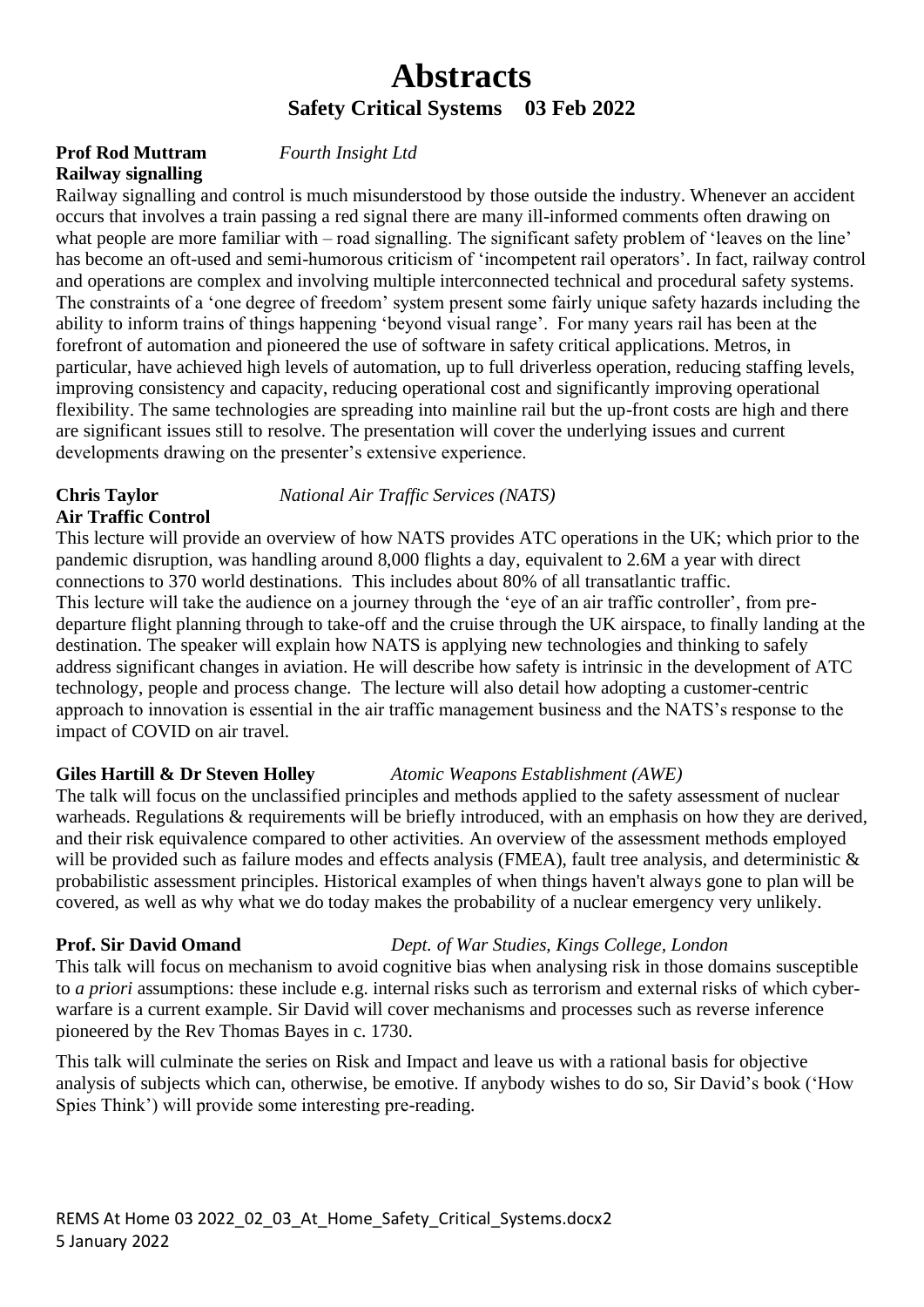# Abstracts

## Safety Critical Systems 03 Feb 2022

**Prof Rod Muttram** *Fourth Insight Ltd*
**Railway signalling**

Railway signalling and control is much misunderstood by those outside the industry. Whenever an accident occurs that involves a train passing a red signal there are many ill-informed comments often drawing on what people are more familiar with – road signalling. The significant safety problem of 'leaves on the line' has become an oft-used and semi-humorous criticism of 'incompetent rail operators'. In fact, railway control and operations are complex and involving multiple interconnected technical and procedural safety systems. The constraints of a 'one degree of freedom' system present some fairly unique safety hazards including the ability to inform trains of things happening 'beyond visual range'. For many years rail has been at the forefront of automation and pioneered the use of software in safety critical applications. Metros, in particular, have achieved high levels of automation, up to full driverless operation, reducing staffing levels, improving consistency and capacity, reducing operational cost and significantly improving operational flexibility. The same technologies are spreading into mainline rail but the up-front costs are high and there are significant issues still to resolve. The presentation will cover the underlying issues and current developments drawing on the presenter's extensive experience.

**Chris Taylor** *National Air Traffic Services (NATS)*
**Air Traffic Control**

This lecture will provide an overview of how NATS provides ATC operations in the UK; which prior to the pandemic disruption, was handling around 8,000 flights a day, equivalent to 2.6M a year with direct connections to 370 world destinations. This includes about 80% of all transatlantic traffic.
This lecture will take the audience on a journey through the 'eye of an air traffic controller', from pre-departure flight planning through to take-off and the cruise through the UK airspace, to finally landing at the destination. The speaker will explain how NATS is applying new technologies and thinking to safely address significant changes in aviation. He will describe how safety is intrinsic in the development of ATC technology, people and process change. The lecture will also detail how adopting a customer-centric approach to innovation is essential in the air traffic management business and the NATS's response to the impact of COVID on air travel.

**Giles Hartill & Dr Steven Holley** *Atomic Weapons Establishment (AWE)*

The talk will focus on the unclassified principles and methods applied to the safety assessment of nuclear warheads. Regulations & requirements will be briefly introduced, with an emphasis on how they are derived, and their risk equivalence compared to other activities. An overview of the assessment methods employed will be provided such as failure modes and effects analysis (FMEA), fault tree analysis, and deterministic & probabilistic assessment principles. Historical examples of when things haven't always gone to plan will be covered, as well as why what we do today makes the probability of a nuclear emergency very unlikely.

**Prof. Sir David Omand** *Dept. of War Studies, Kings College, London*

This talk will focus on mechanism to avoid cognitive bias when analysing risk in those domains susceptible to *a priori* assumptions: these include e.g. internal risks such as terrorism and external risks of which cyber-warfare is a current example. Sir David will cover mechanisms and processes such as reverse inference pioneered by the Rev Thomas Bayes in c. 1730.

This talk will culminate the series on Risk and Impact and leave us with a rational basis for objective analysis of subjects which can, otherwise, be emotive. If anybody wishes to do so, Sir David's book ('How Spies Think') will provide some interesting pre-reading.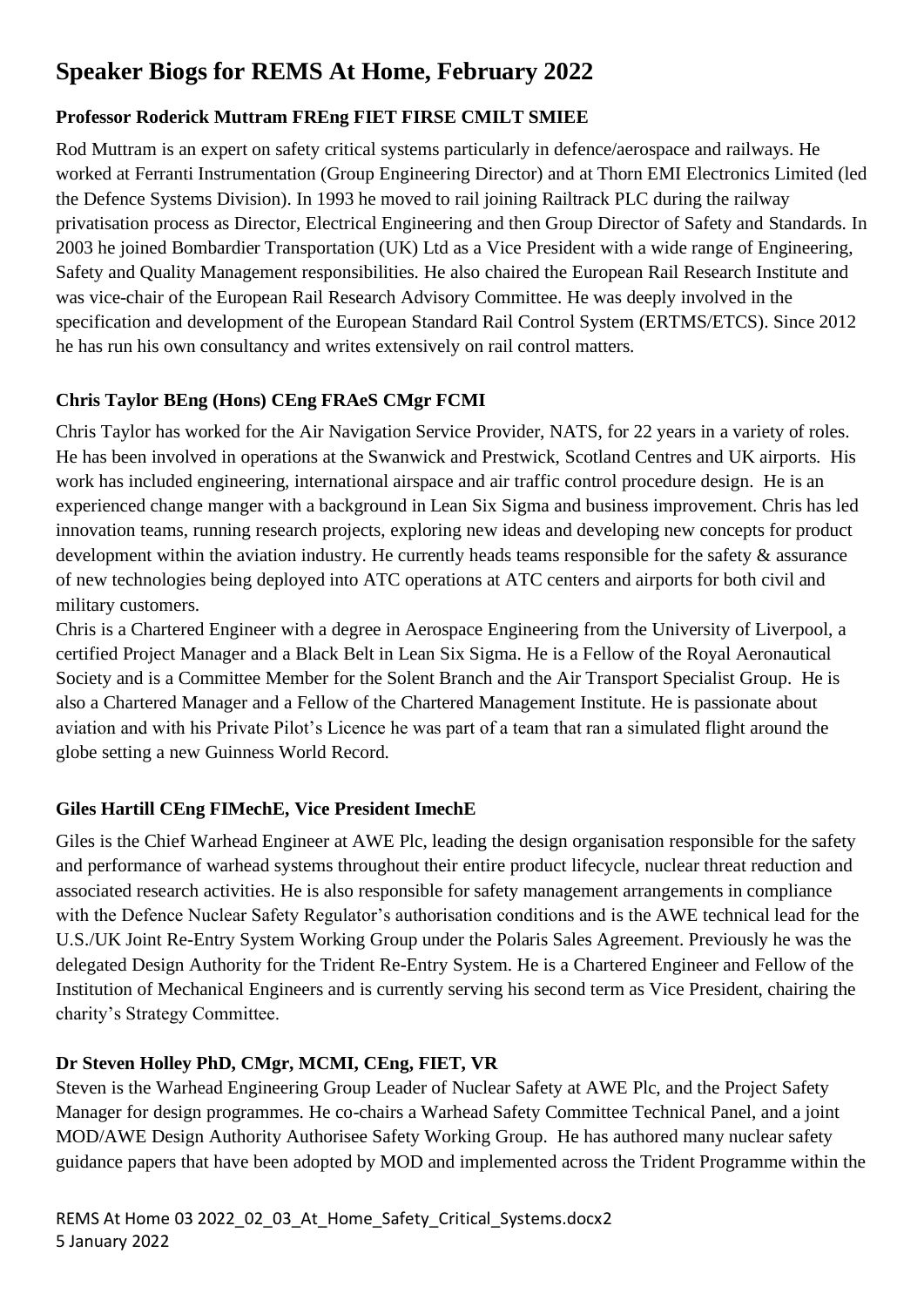# Speaker Biogs for REMS At Home, February 2022

### Professor Roderick Muttram FREng FIET FIRSE CMILT SMIEE

Rod Muttram is an expert on safety critical systems particularly in defence/aerospace and railways. He worked at Ferranti Instrumentation (Group Engineering Director) and at Thorn EMI Electronics Limited (led the Defence Systems Division). In 1993 he moved to rail joining Railtrack PLC during the railway privatisation process as Director, Electrical Engineering and then Group Director of Safety and Standards. In 2003 he joined Bombardier Transportation (UK) Ltd as a Vice President with a wide range of Engineering, Safety and Quality Management responsibilities. He also chaired the European Rail Research Institute and was vice-chair of the European Rail Research Advisory Committee. He was deeply involved in the specification and development of the European Standard Rail Control System (ERTMS/ETCS). Since 2012 he has run his own consultancy and writes extensively on rail control matters.

### Chris Taylor BEng (Hons) CEng FRAeS CMgr FCMI

Chris Taylor has worked for the Air Navigation Service Provider, NATS, for 22 years in a variety of roles. He has been involved in operations at the Swanwick and Prestwick, Scotland Centres and UK airports. His work has included engineering, international airspace and air traffic control procedure design. He is an experienced change manger with a background in Lean Six Sigma and business improvement. Chris has led innovation teams, running research projects, exploring new ideas and developing new concepts for product development within the aviation industry. He currently heads teams responsible for the safety & assurance of new technologies being deployed into ATC operations at ATC centers and airports for both civil and military customers.

Chris is a Chartered Engineer with a degree in Aerospace Engineering from the University of Liverpool, a certified Project Manager and a Black Belt in Lean Six Sigma. He is a Fellow of the Royal Aeronautical Society and is a Committee Member for the Solent Branch and the Air Transport Specialist Group. He is also a Chartered Manager and a Fellow of the Chartered Management Institute. He is passionate about aviation and with his Private Pilot's Licence he was part of a team that ran a simulated flight around the globe setting a new Guinness World Record.

### Giles Hartill CEng FIMechE, Vice President ImechE

Giles is the Chief Warhead Engineer at AWE Plc, leading the design organisation responsible for the safety and performance of warhead systems throughout their entire product lifecycle, nuclear threat reduction and associated research activities. He is also responsible for safety management arrangements in compliance with the Defence Nuclear Safety Regulator's authorisation conditions and is the AWE technical lead for the U.S./UK Joint Re-Entry System Working Group under the Polaris Sales Agreement. Previously he was the delegated Design Authority for the Trident Re-Entry System. He is a Chartered Engineer and Fellow of the Institution of Mechanical Engineers and is currently serving his second term as Vice President, chairing the charity's Strategy Committee.

### Dr Steven Holley PhD, CMgr, MCMI, CEng, FIET, VR

Steven is the Warhead Engineering Group Leader of Nuclear Safety at AWE Plc, and the Project Safety Manager for design programmes. He co-chairs a Warhead Safety Committee Technical Panel, and a joint MOD/AWE Design Authority Authorisee Safety Working Group. He has authored many nuclear safety guidance papers that have been adopted by MOD and implemented across the Trident Programme within the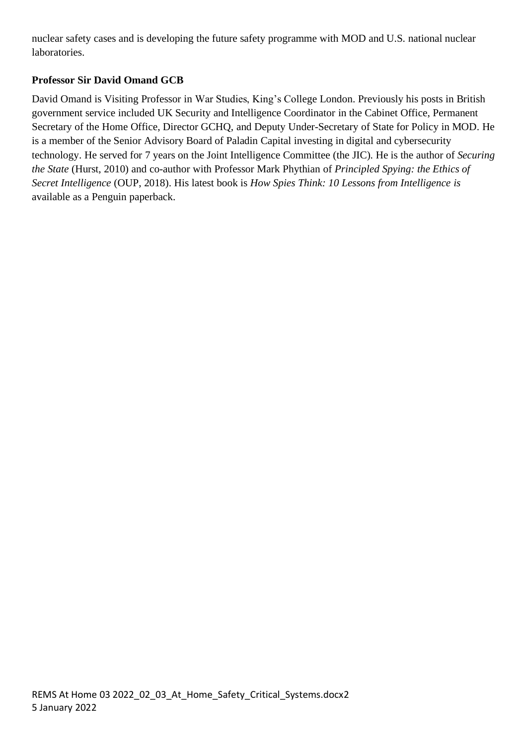nuclear safety cases and is developing the future safety programme with MOD and U.S. national nuclear laboratories.

**Professor Sir David Omand GCB**

David Omand is Visiting Professor in War Studies, King's College London. Previously his posts in British government service included UK Security and Intelligence Coordinator in the Cabinet Office, Permanent Secretary of the Home Office, Director GCHQ, and Deputy Under-Secretary of State for Policy in MOD. He is a member of the Senior Advisory Board of Paladin Capital investing in digital and cybersecurity technology. He served for 7 years on the Joint Intelligence Committee (the JIC). He is the author of *Securing the State* (Hurst, 2010) and co-author with Professor Mark Phythian of *Principled Spying: the Ethics of Secret Intelligence* (OUP, 2018). His latest book is *How Spies Think: 10 Lessons from Intelligence is* available as a Penguin paperback.